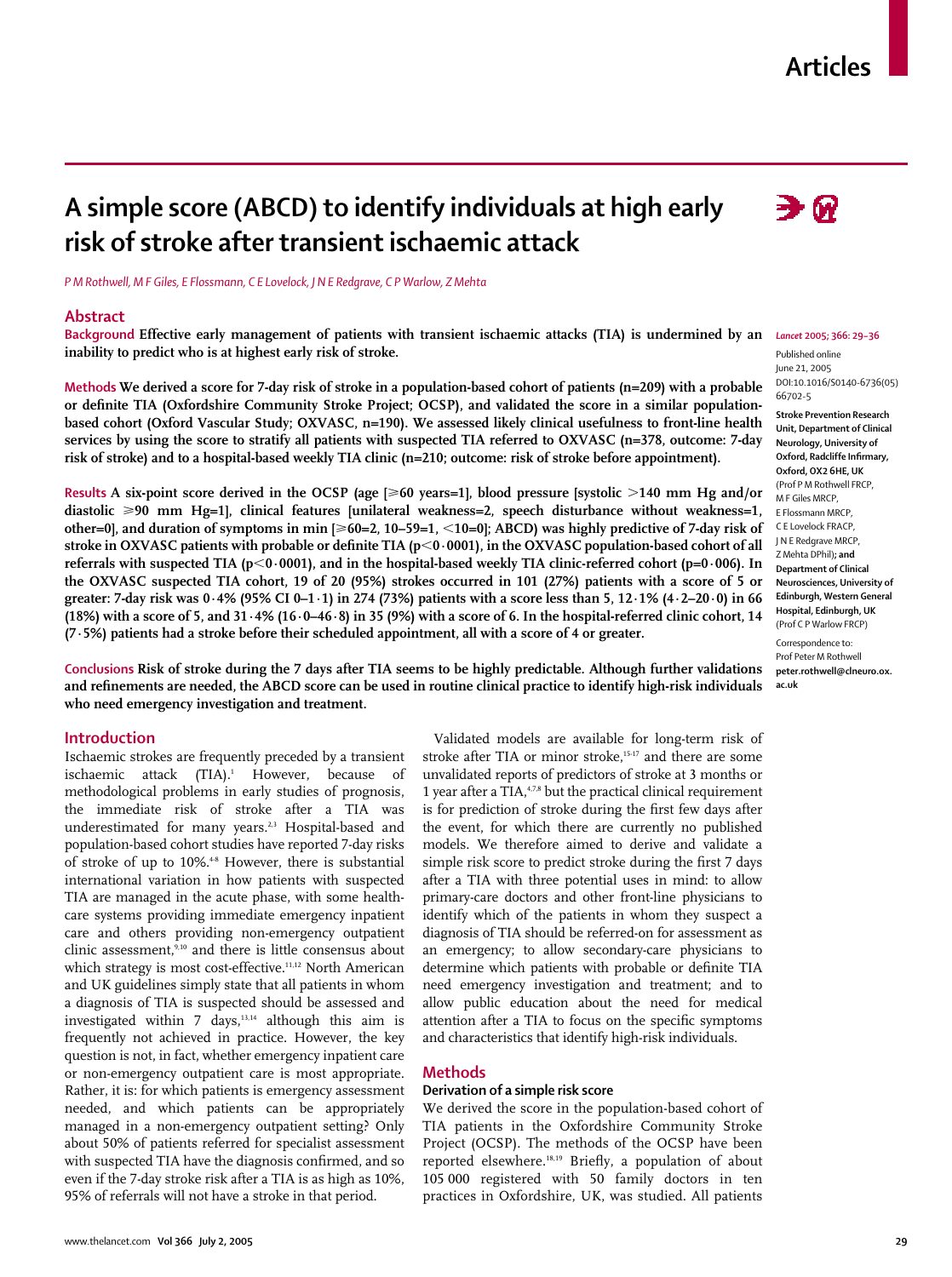# A simple score (ABCD) to identify individuals at high early risk of stroke after transient ischaemic attack

*P M Rothwell, M F Giles, E Flossmann, C E Lovelock, J N E Redgrave, C P Warlow, Z Mehta*

## Abstract

**Background** Effective early management of patients with transient ischaemic attacks (TIA) is undermined by an inability to predict who is at highest early risk of stroke.

**Methods** We derived a score for 7-day risk of stroke in a population-based cohort of patients (n=209) with a probable or definite TIA (Oxfordshire Community Stroke Project; OCSP), and validated the score in a similar population-based cohort (Oxford Vascular Study; OXVASC, n=190). We assessed likely clinical usefulness to front-line health services by using the score to stratify all patients with suspected TIA referred to OXVASC (n=378, outcome: 7-day risk of stroke) and to a hospital-based weekly TIA clinic (n=210; outcome: risk of stroke before appointment).

**Results** A six-point score derived in the OCSP (age [≥60 years=1], blood pressure [systolic >140 mm Hg and/or diastolic ≥90 mm Hg=1], clinical features [unilateral weakness=2, speech disturbance without weakness=1, other=0], and duration of symptoms in min [≥60=2, 10–59=1, <10=0]; ABCD) was highly predictive of 7-day risk of stroke in OXVASC patients with probable or definite TIA (p<0·0001), in the OXVASC population-based cohort of all referrals with suspected TIA (p<0·0001), and in the hospital-based weekly TIA clinic-referred cohort (p=0·006). In the OXVASC suspected TIA cohort, 19 of 20 (95%) strokes occurred in 101 (27%) patients with a score of 5 or greater: 7-day risk was 0·4% (95% CI 0–1·1) in 274 (73%) patients with a score less than 5, 12·1% (4·2–20·0) in 66 (18%) with a score of 5, and 31·4% (16·0–46·8) in 35 (9%) with a score of 6. In the hospital-referred clinic cohort, 14 (7·5%) patients had a stroke before their scheduled appointment, all with a score of 4 or greater.

**Conclusions** Risk of stroke during the 7 days after TIA seems to be highly predictable. Although further validations and refinements are needed, the ABCD score can be used in routine clinical practice to identify high-risk individuals who need emergency investigation and treatment.

*Lancet* 2005; 366: 29–36

Published online June 21, 2005 DOI:10.1016/S0140-6736(05)66702-5

**Stroke Prevention Research Unit, Department of Clinical Neurology, University of Oxford, Radcliffe Infirmary, Oxford, OX2 6HE, UK** (Prof P M Rothwell FRCP, M F Giles MRCP, E Flossmann MRCP, C E Lovelock FRACP, J N E Redgrave MRCP, Z Mehta DPhil); **and Department of Clinical Neurosciences, University of Edinburgh, Western General Hospital, Edinburgh, UK** (Prof C P Warlow FRCP)

Correspondence to: Prof Peter M Rothwell **peter.rothwell@clneuro.ox.ac.uk**

## Introduction

Ischaemic strokes are frequently preceded by a transient ischaemic attack (TIA).[1] However, because of methodological problems in early studies of prognosis, the immediate risk of stroke after a TIA was underestimated for many years.[2,3] Hospital-based and population-based cohort studies have reported 7-day risks of stroke of up to 10%.[4-8] However, there is substantial international variation in how patients with suspected TIA are managed in the acute phase, with some health-care systems providing immediate emergency inpatient care and others providing non-emergency outpatient clinic assessment,[9,10] and there is little consensus about which strategy is most cost-effective.[11,12] North American and UK guidelines simply state that all patients in whom a diagnosis of TIA is suspected should be assessed and investigated within 7 days,[13,14] although this aim is frequently not achieved in practice. However, the key question is not, in fact, whether emergency inpatient care or non-emergency outpatient care is most appropriate. Rather, it is: for which patients is emergency assessment needed, and which patients can be appropriately managed in a non-emergency outpatient setting? Only about 50% of patients referred for specialist assessment with suspected TIA have the diagnosis confirmed, and so even if the 7-day stroke risk after a TIA is as high as 10%, 95% of referrals will not have a stroke in that period.

Validated models are available for long-term risk of stroke after TIA or minor stroke,[15-17] and there are some unvalidated reports of predictors of stroke at 3 months or 1 year after a TIA,[4,7,8] but the practical clinical requirement is for prediction of stroke during the first few days after the event, for which there are currently no published models. We therefore aimed to derive and validate a simple risk score to predict stroke during the first 7 days after a TIA with three potential uses in mind: to allow primary-care doctors and other front-line physicians to identify which of the patients in whom they suspect a diagnosis of TIA should be referred-on for assessment as an emergency; to allow secondary-care physicians to determine which patients with probable or definite TIA need emergency investigation and treatment; and to allow public education about the need for medical attention after a TIA to focus on the specific symptoms and characteristics that identify high-risk individuals.

## Methods

### Derivation of a simple risk score

We derived the score in the population-based cohort of TIA patients in the Oxfordshire Community Stroke Project (OCSP). The methods of the OCSP have been reported elsewhere.[18,19] Briefly, a population of about 105 000 registered with 50 family doctors in ten practices in Oxfordshire, UK, was studied. All patients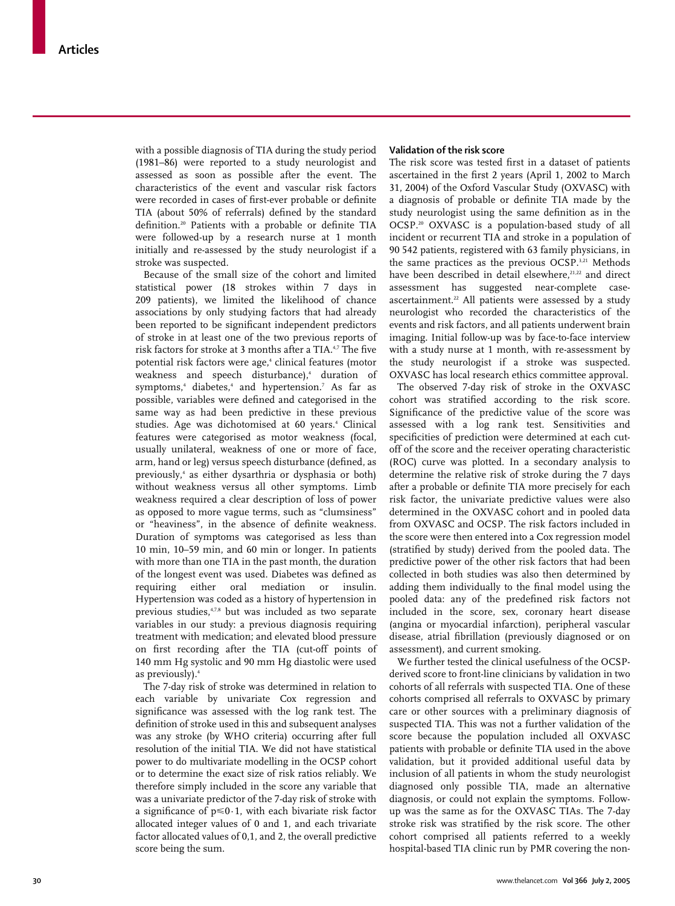with a possible diagnosis of TIA during the study period (1981–86) were reported to a study neurologist and assessed as soon as possible after the event. The characteristics of the event and vascular risk factors were recorded in cases of first-ever probable or definite TIA (about 50% of referrals) defined by the standard definition.[20] Patients with a probable or definite TIA were followed-up by a research nurse at 1 month initially and re-assessed by the study neurologist if a stroke was suspected.

Because of the small size of the cohort and limited statistical power (18 strokes within 7 days in 209 patients), we limited the likelihood of chance associations by only studying factors that had already been reported to be significant independent predictors of stroke in at least one of the two previous reports of risk factors for stroke at 3 months after a TIA.[4,7] The five potential risk factors were age,[4] clinical features (motor weakness and speech disturbance),[4] duration of symptoms,[4] diabetes,[4] and hypertension.[7] As far as possible, variables were defined and categorised in the same way as had been predictive in these previous studies. Age was dichotomised at 60 years.[4] Clinical features were categorised as motor weakness (focal, usually unilateral, weakness of one or more of face, arm, hand or leg) versus speech disturbance (defined, as previously,[4] as either dysarthria or dysphasia or both) without weakness versus all other symptoms. Limb weakness required a clear description of loss of power as opposed to more vague terms, such as "clumsiness" or "heaviness", in the absence of definite weakness. Duration of symptoms was categorised as less than 10 min, 10–59 min, and 60 min or longer. In patients with more than one TIA in the past month, the duration of the longest event was used. Diabetes was defined as requiring either oral mediation or insulin. Hypertension was coded as a history of hypertension in previous studies,[4,7,8] but was included as two separate variables in our study: a previous diagnosis requiring treatment with medication; and elevated blood pressure on first recording after the TIA (cut-off points of 140 mm Hg systolic and 90 mm Hg diastolic were used as previously).[4]

The 7-day risk of stroke was determined in relation to each variable by univariate Cox regression and significance was assessed with the log rank test. The definition of stroke used in this and subsequent analyses was any stroke (by WHO criteria) occurring after full resolution of the initial TIA. We did not have statistical power to do multivariate modelling in the OCSP cohort or to determine the exact size of risk ratios reliably. We therefore simply included in the score any variable that was a univariate predictor of the 7-day risk of stroke with a significance of $p \leq 0 \cdot 1$, with each bivariate risk factor allocated integer values of 0 and 1, and each trivariate factor allocated values of 0,1, and 2, the overall predictive score being the sum.

### Validation of the risk score

The risk score was tested first in a dataset of patients ascertained in the first 2 years (April 1, 2002 to March 31, 2004) of the Oxford Vascular Study (OXVASC) with a diagnosis of probable or definite TIA made by the study neurologist using the same definition as in the OCSP.[20] OXVASC is a population-based study of all incident or recurrent TIA and stroke in a population of 90 542 patients, registered with 63 family physicians, in the same practices as the previous OCSP.[3,21] Methods have been described in detail elsewhere,[21,22] and direct assessment has suggested near-complete case-ascertainment.[22] All patients were assessed by a study neurologist who recorded the characteristics of the events and risk factors, and all patients underwent brain imaging. Initial follow-up was by face-to-face interview with a study nurse at 1 month, with re-assessment by the study neurologist if a stroke was suspected. OXVASC has local research ethics committee approval.

The observed 7-day risk of stroke in the OXVASC cohort was stratified according to the risk score. Significance of the predictive value of the score was assessed with a log rank test. Sensitivities and specificities of prediction were determined at each cut-off of the score and the receiver operating characteristic (ROC) curve was plotted. In a secondary analysis to determine the relative risk of stroke during the 7 days after a probable or definite TIA more precisely for each risk factor, the univariate predictive values were also determined in the OXVASC cohort and in pooled data from OXVASC and OCSP. The risk factors included in the score were then entered into a Cox regression model (stratified by study) derived from the pooled data. The predictive power of the other risk factors that had been collected in both studies was also then determined by adding them individually to the final model using the pooled data: any of the predefined risk factors not included in the score, sex, coronary heart disease (angina or myocardial infarction), peripheral vascular disease, atrial fibrillation (previously diagnosed or on assessment), and current smoking.

We further tested the clinical usefulness of the OCSP-derived score to front-line clinicians by validation in two cohorts of all referrals with suspected TIA. One of these cohorts comprised all referrals to OXVASC by primary care or other sources with a preliminary diagnosis of suspected TIA. This was not a further validation of the score because the population included all OXVASC patients with probable or definite TIA used in the above validation, but it provided additional useful data by inclusion of all patients in whom the study neurologist diagnosed only possible TIA, made an alternative diagnosis, or could not explain the symptoms. Follow-up was the same as for the OXVASC TIAs. The 7-day stroke risk was stratified by the risk score. The other cohort comprised all patients referred to a weekly hospital-based TIA clinic run by PMR covering the non-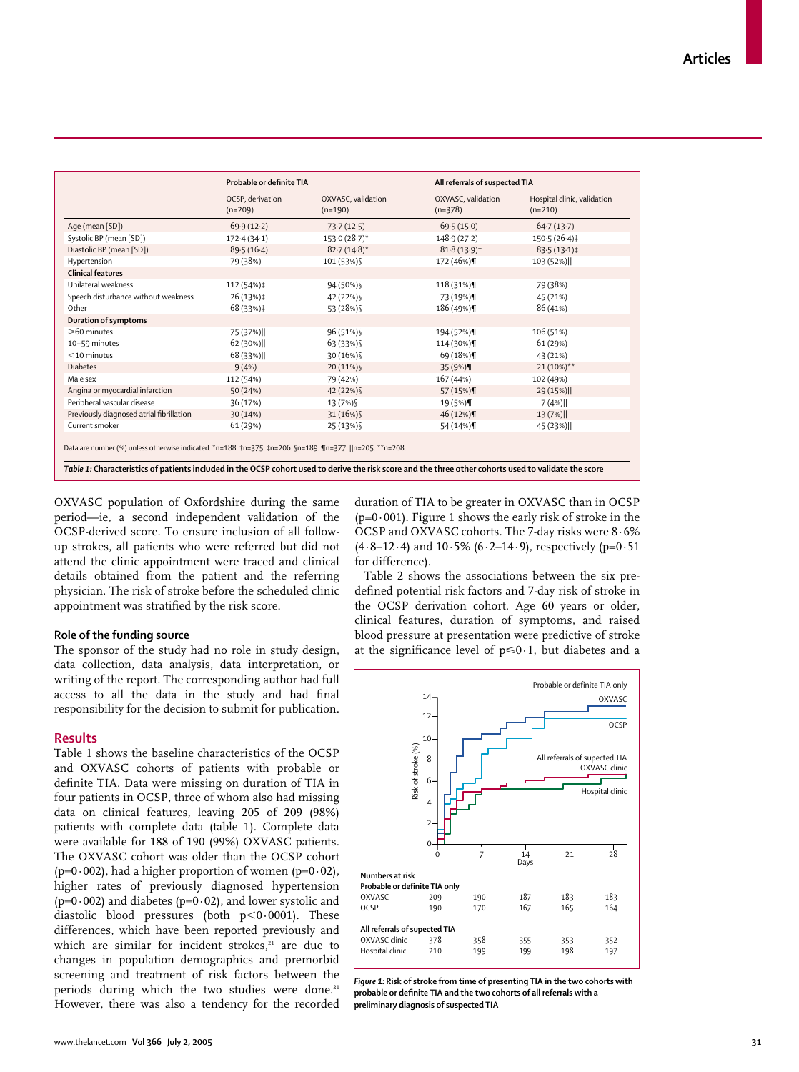| | Probable or definite TIA | | All referrals of suspected TIA | |
|---|---|---|---|---|
| | OCSP, derivation (n=209) | OXVASC, validation (n=190) | OXVASC, validation (n=378) | Hospital clinic, validation (n=210) |
| Age (mean [SD]) | 69·9 (12·2) | 73·7 (12·5) | 69·5 (15·0) | 64·7 (13·7) |
| Systolic BP (mean [SD]) | 172·4 (34·1) | 153·0 (28·7)* | 148·9 (27·2)† | 150·5 (26·4)‡ |
| Diastolic BP (mean [SD]) | 89·5 (16·4) | 82·7 (14·8)* | 81·8 (13·9)† | 83·5 (13·1)‡ |
| Hypertension | 79 (38%) | 101 (53%)§ | 172 (46%)¶ | 103 (52%)‖ |
| **Clinical features** | | | | |
| Unilateral weakness | 112 (54%)‡ | 94 (50%)§ | 118 (31%)¶ | 79 (38%) |
| Speech disturbance without weakness | 26 (13%)‡ | 42 (22%)§ | 73 (19%)¶ | 45 (21%) |
| Other | 68 (33%)‡ | 53 (28%)§ | 186 (49%)¶ | 86 (41%) |
| **Duration of symptoms** | | | | |
| ≥60 minutes | 75 (37%)‖ | 96 (51%)§ | 194 (52%)¶ | 106 (51%) |
| 10–59 minutes | 62 (30%)‖ | 63 (33%)§ | 114 (30%)¶ | 61 (29%) |
| <10 minutes | 68 (33%)‖ | 30 (16%)§ | 69 (18%)¶ | 43 (21%) |
| Diabetes | 9 (4%) | 20 (11%)§ | 35 (9%)¶ | 21 (10%)** |
| Male sex | 112 (54%) | 79 (42%) | 167 (44%) | 102 (49%) |
| Angina or myocardial infarction | 50 (24%) | 42 (22%)§ | 57 (15%)¶ | 29 (15%)‖ |
| Peripheral vascular disease | 36 (17%) | 13 (7%)§ | 19 (5%)¶ | 7 (4%)‖ |
| Previously diagnosed atrial fibrillation | 30 (14%) | 31 (16%)§ | 46 (12%)¶ | 13 (7%)‖ |
| Current smoker | 61 (29%) | 25 (13%)§ | 54 (14%)¶ | 45 (23%)‖ |

Data are number (%) unless otherwise indicated. *n=188. †n=375. ‡n=206. §n=189. ¶n=377. ‖n=205. **n=208.

***Table 1:*** **Characteristics of patients included in the OCSP cohort used to derive the risk score and the three other cohorts used to validate the score**

OXVASC population of Oxfordshire during the same period—ie, a second independent validation of the OCSP-derived score. To ensure inclusion of all follow-up strokes, all patients who were referred but did not attend the clinic appointment were traced and clinical details obtained from the patient and the referring physician. The risk of stroke before the scheduled clinic appointment was stratified by the risk score.

### Role of the funding source

The sponsor of the study had no role in study design, data collection, data analysis, data interpretation, or writing of the report. The corresponding author had full access to all the data in the study and had final responsibility for the decision to submit for publication.

## Results

Table 1 shows the baseline characteristics of the OCSP and OXVASC cohorts of patients with probable or definite TIA. Data were missing on duration of TIA in four patients in OCSP, three of whom also had missing data on clinical features, leaving 205 of 209 (98%) patients with complete data (table 1). Complete data were available for 188 of 190 (99%) OXVASC patients. The OXVASC cohort was older than the OCSP cohort (p=0·002), had a higher proportion of women (p=0·02), higher rates of previously diagnosed hypertension (p=0·002) and diabetes (p=0·02), and lower systolic and diastolic blood pressures (both p<0·0001). These differences, which have been reported previously and which are similar for incident strokes,[21] are due to changes in population demographics and premorbid screening and treatment of risk factors between the periods during which the two studies were done.[21] However, there was also a tendency for the recorded duration of TIA to be greater in OXVASC than in OCSP (p=0·001). Figure 1 shows the early risk of stroke in the OCSP and OXVASC cohorts. The 7-day risks were 8·6% (4·8–12·4) and 10·5% (6·2–14·9), respectively (p=0·51 for difference).

Table 2 shows the associations between the six predefined potential risk factors and 7-day risk of stroke in the OCSP derivation cohort. Age 60 years or older, clinical features, duration of symptoms, and raised blood pressure at presentation were predictive of stroke at the significance level of p≤0·1, but diabetes and a

***Figure 1:*** **Risk of stroke from time of presenting TIA in the two cohorts with probable or definite TIA and the two cohorts of all referrals with a preliminary diagnosis of suspected TIA**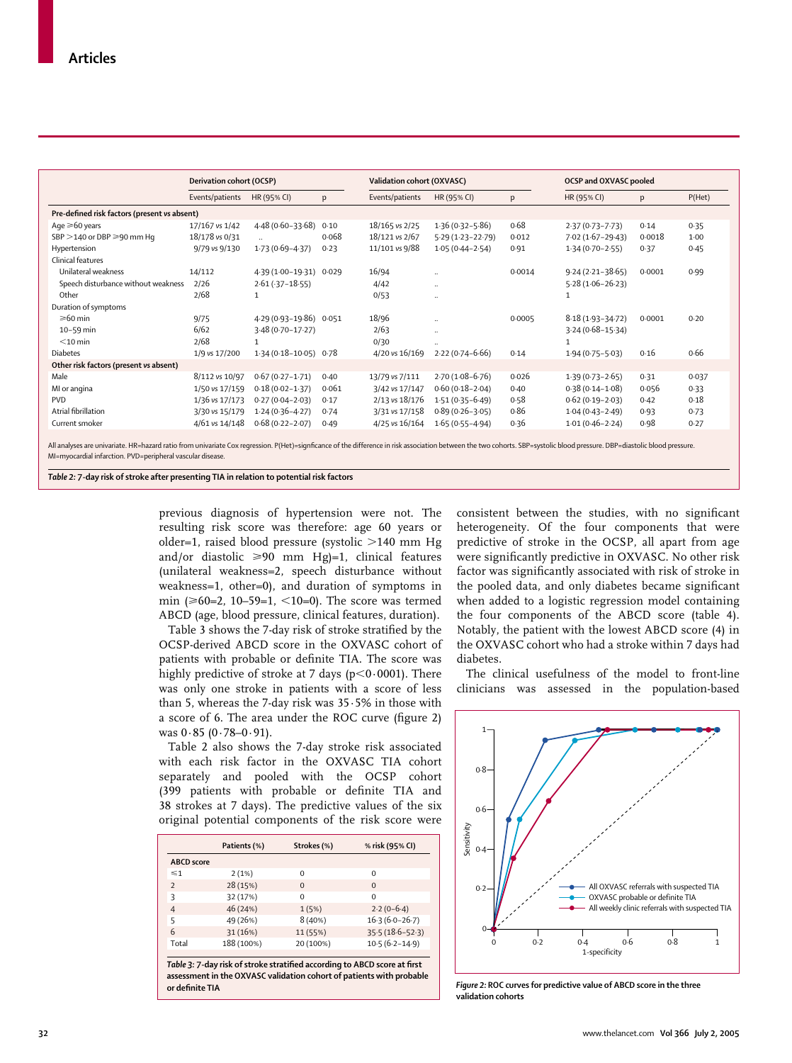| | Derivation cohort (OCSP) | | | Validation cohort (OXVASC) | | | OCSP and OXVASC pooled | | |
|---|---|---|---|---|---|---|---|---|---|
| | Events/patients | HR (95% CI) | p | Events/patients | HR (95% CI) | p | HR (95% CI) | p | P(Het) |
| **Pre-defined risk factors (present vs absent)** | | | | | | | | | |
| Age ≥60 years | 17/167 vs 1/42 | 4·48 (0·60–33·68) | 0·10 | 18/165 vs 2/25 | 1·36 (0·32–5·86) | 0·68 | 2·37 (0·73–7·73) | 0·14 | 0·35 |
| SBP >140 or DBP ≥90 mm Hg | 18/178 vs 0/31 | .. | 0·068 | 18/121 vs 2/67 | 5·29 (1·23–22·79) | 0·012 | 7·02 (1·67–29·43) | 0·0018 | 1·00 |
| Hypertension | 9/79 vs 9/130 | 1·73 (0·69–4·37) | 0·23 | 11/101 vs 9/88 | 1·05 (0·44–2·54) | 0·91 | 1·34 (0·70–2·55) | 0·37 | 0·45 |
| Clinical features | | | | | | | | | |
| Unilateral weakness | 14/112 | 4·39 (1·00–19·31) | 0·029 | 16/94 | .. | 0·0014 | 9·24 (2·21–38·65) | 0·0001 | 0·99 |
| Speech disturbance without weakness | 2/26 | 2·61 (·37–18·55) | | 4/42 | .. | | 5·28 (1·06–26·23) | | |
| Other | 2/68 | 1 | | 0/53 | .. | | 1 | | |
| Duration of symptoms | | | | | | | | | |
| ≥60 min | 9/75 | 4·29 (0·93–19·86) | 0·051 | 18/96 | .. | 0·0005 | 8·18 (1·93–34·72) | 0·0001 | 0·20 |
| 10–59 min | 6/62 | 3·48 (0·70–17·27) | | 2/63 | .. | | 3·24 (0·68–15·34) | | |
| <10 min | 2/68 | 1 | | 0/30 | .. | | 1 | | |
| Diabetes | 1/9 vs 17/200 | 1·34 (0·18–10·05) | 0·78 | 4/20 vs 16/169 | 2·22 (0·74–6·66) | 0·14 | 1·94 (0·75–5·03) | 0·16 | 0·66 |
| **Other risk factors (present vs absent)** | | | | | | | | | |
| Male | 8/112 vs 10/97 | 0·67 (0·27–1·71) | 0·40 | 13/79 vs 7/111 | 2·70 (1·08–6·76) | 0·026 | 1·39 (0·73–2·65) | 0·31 | 0·037 |
| MI or angina | 1/50 vs 17/159 | 0·18 (0·02–1·37) | 0·061 | 3/42 vs 17/147 | 0·60 (0·18–2·04) | 0·40 | 0·38 (0·14–1·08) | 0·056 | 0·33 |
| PVD | 1/36 vs 17/173 | 0·27 (0·04–2·03) | 0·17 | 2/13 vs 18/176 | 1·51 (0·35–6·49) | 0·58 | 0·62 (0·19–2·03) | 0·42 | 0·18 |
| Atrial fibrillation | 3/30 vs 15/179 | 1·24 (0·36–4·27) | 0·74 | 3/31 vs 17/158 | 0·89 (0·26–3·05) | 0·86 | 1·04 (0·43–2·49) | 0·93 | 0·73 |
| Current smoker | 4/61 vs 14/148 | 0·68 (0·22–2·07) | 0·49 | 4/25 vs 16/164 | 1·65 (0·55–4·94) | 0·36 | 1·01 (0·46–2·24) | 0·98 | 0·27 |

All analyses are univariate. HR=hazard ratio from univariate Cox regression. P(Het)=signficance of the difference in risk association between the two cohorts. SBP=systolic blood pressure. DBP=diastolic blood pressure. MI=myocardial infarction. PVD=peripheral vascular disease.

*Table 2:* **7-day risk of stroke after presenting TIA in relation to potential risk factors**

previous diagnosis of hypertension were not. The resulting risk score was therefore: age 60 years or older=1, raised blood pressure (systolic >140 mm Hg and/or diastolic ≥90 mm Hg)=1, clinical features (unilateral weakness=2, speech disturbance without weakness=1, other=0), and duration of symptoms in min (≥60=2, 10–59=1, <10=0). The score was termed ABCD (age, blood pressure, clinical features, duration).

Table 3 shows the 7-day risk of stroke stratified by the OCSP-derived ABCD score in the OXVASC cohort of patients with probable or definite TIA. The score was highly predictive of stroke at 7 days ($p<0·0001$). There was only one stroke in patients with a score of less than 5, whereas the 7-day risk was 35·5% in those with a score of 6. The area under the ROC curve (figure 2) was 0·85 (0·78–0·91).

Table 2 also shows the 7-day stroke risk associated with each risk factor in the OXVASC TIA cohort separately and pooled with the OCSP cohort (399 patients with probable or definite TIA and 38 strokes at 7 days). The predictive values of the six original potential components of the risk score were

| | Patients (%) | Strokes (%) | % risk (95% CI) |
|---|---|---|---|
| **ABCD score** | | | |
| ≤1 | 2 (1%) | 0 | 0 |
| 2 | 28 (15%) | 0 | 0 |
| 3 | 32 (17%) | 0 | 0 |
| 4 | 46 (24%) | 1 (5%) | 2·2 (0–6·4) |
| 5 | 49 (26%) | 8 (40%) | 16·3 (6·0–26·7) |
| 6 | 31 (16%) | 11 (55%) | 35·5 (18·6–52·3) |
| Total | 188 (100%) | 20 (100%) | 10·5 (6·2–14·9) |

*Table 3:* **7-day risk of stroke stratified according to ABCD score at first assessment in the OXVASC validation cohort of patients with probable or definite TIA**

consistent between the studies, with no significant heterogeneity. Of the four components that were predictive of stroke in the OCSP, all apart from age were significantly predictive in OXVASC. No other risk factor was significantly associated with risk of stroke in the pooled data, and only diabetes became significant when added to a logistic regression model containing the four components of the ABCD score (table 4). Notably, the patient with the lowest ABCD score (4) in the OXVASC cohort who had a stroke within 7 days had diabetes.

The clinical usefulness of the model to front-line clinicians was assessed in the population-based

*Figure 2:* **ROC curves for predictive value of ABCD score in the three validation cohorts**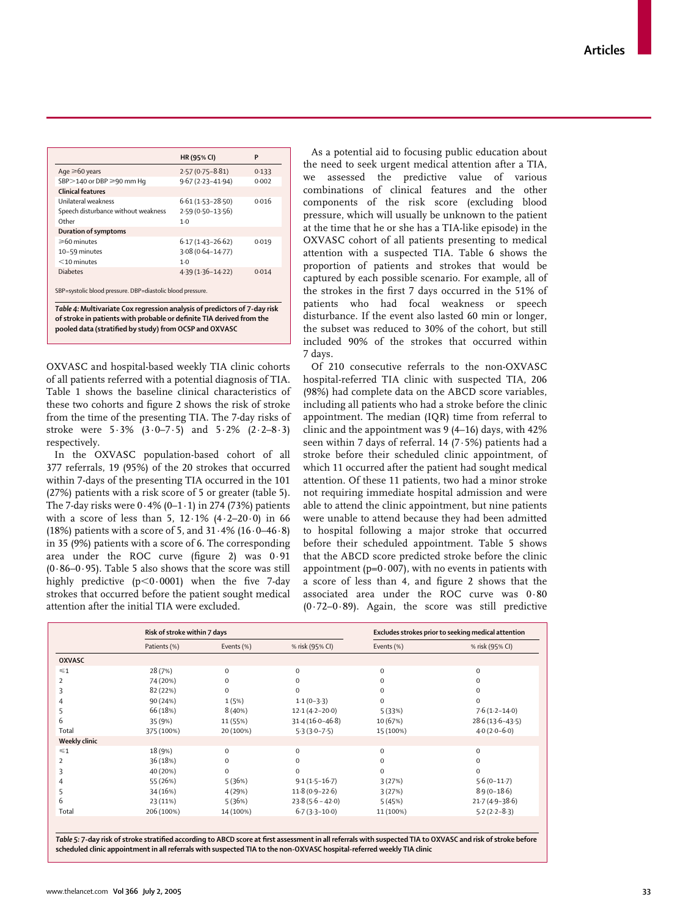| | HR (95% CI) | P |
|---|---|---|
| Age ≥60 years | 2·57 (0·75–8·81) | 0·133 |
| SBP>140 or DBP ≥90 mm Hg | 9·67 (2·23–41·94) | 0·002 |
| **Clinical features** | | |
| Unilateral weakness | 6·61 (1·53–28·50) | 0·016 |
| Speech disturbance without weakness | 2·59 (0·50–13·56) | |
| Other | 1·0 | |
| **Duration of symptoms** | | |
| ≥60 minutes | 6·17 (1·43–26·62) | 0·019 |
| 10–59 minutes | 3·08 (0·64–14·77) | |
| <10 minutes | 1·0 | |
| Diabetes | 4·39 (1·36–14·22) | 0·014 |

SBP=systolic blood pressure. DBP=diastolic blood pressure.

*Table 4:* **Multivariate Cox regression analysis of predictors of 7-day risk of stroke in patients with probable or definite TIA derived from the pooled data (stratified by study) from OCSP and OXVASC**

OXVASC and hospital-based weekly TIA clinic cohorts of all patients referred with a potential diagnosis of TIA. Table 1 shows the baseline clinical characteristics of these two cohorts and figure 2 shows the risk of stroke from the time of the presenting TIA. The 7-day risks of stroke were 5·3% (3·0–7·5) and 5·2% (2·2–8·3) respectively.

In the OXVASC population-based cohort of all 377 referrals, 19 (95%) of the 20 strokes that occurred within 7-days of the presenting TIA occurred in the 101 (27%) patients with a risk score of 5 or greater (table 5). The 7-day risks were 0·4% (0–1·1) in 274 (73%) patients with a score of less than 5, 12·1% (4·2–20·0) in 66 (18%) patients with a score of 5, and 31·4% (16·0–46·8) in 35 (9%) patients with a score of 6. The corresponding area under the ROC curve (figure 2) was 0·91 (0·86–0·95). Table 5 also shows that the score was still highly predictive ($p<0·0001$) when the five 7-day strokes that occurred before the patient sought medical attention after the initial TIA were excluded.

As a potential aid to focusing public education about the need to seek urgent medical attention after a TIA, we assessed the predictive value of various combinations of clinical features and the other components of the risk score (excluding blood pressure, which will usually be unknown to the patient at the time that he or she has a TIA-like episode) in the OXVASC cohort of all patients presenting to medical attention with a suspected TIA. Table 6 shows the proportion of patients and strokes that would be captured by each possible scenario. For example, all of the strokes in the first 7 days occurred in the 51% of patients who had focal weakness or speech disturbance. If the event also lasted 60 min or longer, the subset was reduced to 30% of the cohort, but still included 90% of the strokes that occurred within 7 days.

Of 210 consecutive referrals to the non-OXVASC hospital-referred TIA clinic with suspected TIA, 206 (98%) had complete data on the ABCD score variables, including all patients who had a stroke before the clinic appointment. The median (IQR) time from referral to clinic and the appointment was 9 (4–16) days, with 42% seen within 7 days of referral. 14 (7·5%) patients had a stroke before their scheduled clinic appointment, of which 11 occurred after the patient had sought medical attention. Of these 11 patients, two had a minor stroke not requiring immediate hospital admission and were able to attend the clinic appointment, but nine patients were unable to attend because they had been admitted to hospital following a major stroke that occurred before their scheduled appointment. Table 5 shows that the ABCD score predicted stroke before the clinic appointment ($p=0·007$), with no events in patients with a score of less than 4, and figure 2 shows that the associated area under the ROC curve was 0·80 (0·72–0·89). Again, the score was still predictive

| | Risk of stroke within 7 days | | | Excludes strokes prior to seeking medical attention | |
|---|---|---|---|---|---|
| | Patients (%) | Events (%) | % risk (95% CI) | Events (%) | % risk (95% CI) |
| **OXVASC** | | | | | |
| ≤1 | 28 (7%) | 0 | 0 | 0 | 0 |
| 2 | 74 (20%) | 0 | 0 | 0 | 0 |
| 3 | 82 (22%) | 0 | 0 | 0 | 0 |
| 4 | 90 (24%) | 1 (5%) | 1·1 (0–3·3) | 0 | 0 |
| 5 | 66 (18%) | 8 (40%) | 12·1 (4·2–20·0) | 5 (33%) | 7·6 (1·2–14·0) |
| 6 | 35 (9%) | 11 (55%) | 31·4 (16·0–46·8) | 10 (67%) | 28·6 (13·6–43·5) |
| Total | 375 (100%) | 20 (100%) | 5·3 (3·0–7·5) | 15 (100%) | 4·0 (2·0–6·0) |
| **Weekly clinic** | | | | | |
| ≤1 | 18 (9%) | 0 | 0 | 0 | 0 |
| 2 | 36 (18%) | 0 | 0 | 0 | 0 |
| 3 | 40 (20%) | 0 | 0 | 0 | 0 |
| 4 | 55 (26%) | 5 (36%) | 9·1 (1·5–16·7) | 3 (27%) | 5·6 (0–11·7) |
| 5 | 34 (16%) | 4 (29%) | 11·8 (0·9–22·6) | 3 (27%) | 8·9 (0–18·6) |
| 6 | 23 (11%) | 5 (36%) | 23·8 (5·6 – 42·0) | 5 (45%) | 21·7 (4·9–38·6) |
| Total | 206 (100%) | 14 (100%) | 6·7 (3·3–10·0) | 11 (100%) | 5·2 (2·2–8·3) |

*Table 5:* **7-day risk of stroke stratified according to ABCD score at first assessment in all referrals with suspected TIA to OXVASC and risk of stroke before scheduled clinic appointment in all referrals with suspected TIA to the non-OXVASC hospital-referred weekly TIA clinic**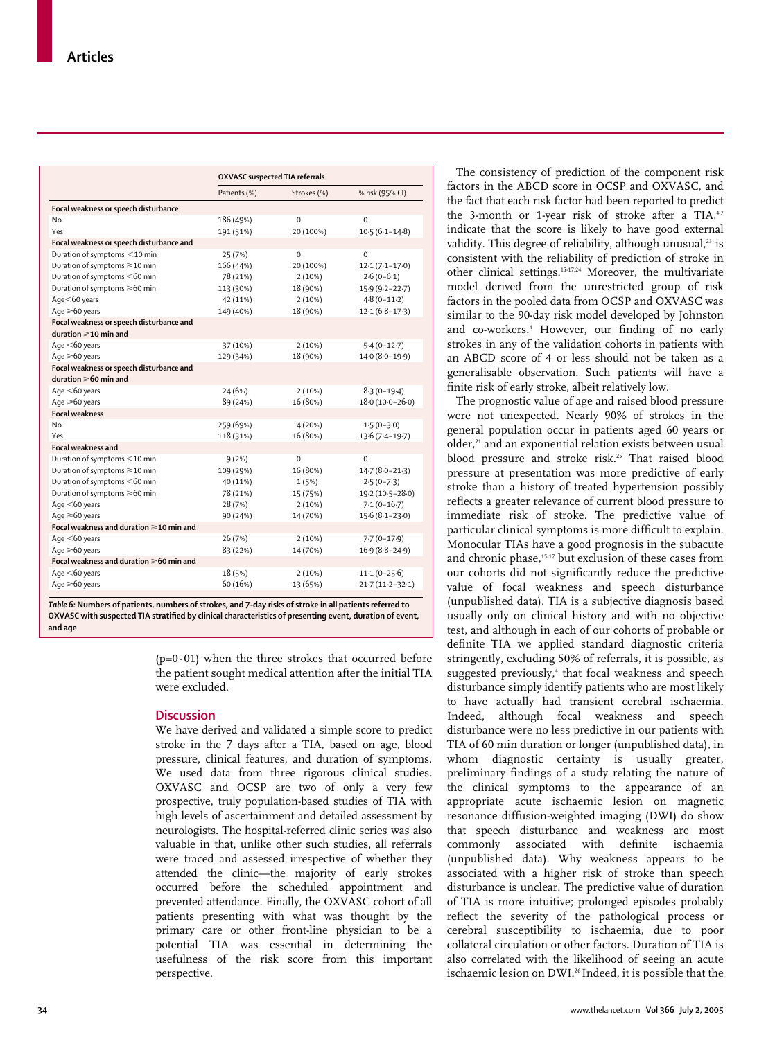|  | OXVASC suspected TIA referrals |  |  |
|---|---|---|---|
|  | Patients (%) | Strokes (%) | % risk (95% CI) |
| **Focal weakness or speech disturbance** |  |  |  |
| No | 186 (49%) | 0 | 0 |
| Yes | 191 (51%) | 20 (100%) | 10·5 (6·1–14·8) |
| **Focal weakness or speech disturbance and** |  |  |  |
| Duration of symptoms <10 min | 25 (7%) | 0 | 0 |
| Duration of symptoms ≥10 min | 166 (44%) | 20 (100%) | 12·1 (7·1–17·0) |
| Duration of symptoms <60 min | 78 (21%) | 2 (10%) | 2·6 (0–6·1) |
| Duration of symptoms ≥60 min | 113 (30%) | 18 (90%) | 15·9 (9·2–22·7) |
| Age <60 years | 42 (11%) | 2 (10%) | 4·8 (0–11·2) |
| Age ≥60 years | 149 (40%) | 18 (90%) | 12·1 (6·8–17·3) |
| **Focal weakness or speech disturbance and duration ≥10 min and** |  |  |  |
| Age <60 years | 37 (10%) | 2 (10%) | 5·4 (0–12·7) |
| Age ≥60 years | 129 (34%) | 18 (90%) | 14·0 (8·0–19·9) |
| **Focal weakness or speech disturbance and duration ≥60 min and** |  |  |  |
| Age <60 years | 24 (6%) | 2 (10%) | 8·3 (0–19·4) |
| Age ≥60 years | 89 (24%) | 16 (80%) | 18·0 (10·0–26·0) |
| **Focal weakness** |  |  |  |
| No | 259 (69%) | 4 (20%) | 1·5 (0–3·0) |
| Yes | 118 (31%) | 16 (80%) | 13·6 (7·4–19·7) |
| **Focal weakness and** |  |  |  |
| Duration of symptoms <10 min | 9 (2%) | 0 | 0 |
| Duration of symptoms ≥10 min | 109 (29%) | 16 (80%) | 14·7 (8·0–21·3) |
| Duration of symptoms <60 min | 40 (11%) | 1 (5%) | 2·5 (0–7·3) |
| Duration of symptoms ≥60 min | 78 (21%) | 15 (75%) | 19·2 (10·5–28·0) |
| Age <60 years | 28 (7%) | 2 (10%) | 7·1 (0–16·7) |
| Age ≥60 years | 90 (24%) | 14 (70%) | 15·6 (8·1–23·0) |
| **Focal weakness and duration ≥10 min and** |  |  |  |
| Age <60 years | 26 (7%) | 2 (10%) | 7·7 (0–17·9) |
| Age ≥60 years | 83 (22%) | 14 (70%) | 16·9 (8·8–24·9) |
| **Focal weakness and duration ≥60 min and** |  |  |  |
| Age <60 years | 18 (5%) | 2 (10%) | 11·1 (0–25·6) |
| Age ≥60 years | 60 (16%) | 13 (65%) | 21·7 (11·2–32·1) |

*Table 6:* **Numbers of patients, numbers of strokes, and 7-day risks of stroke in all patients referred to OXVASC with suspected TIA stratified by clinical characteristics of presenting event, duration of event, and age**

(p=0·01) when the three strokes that occurred before the patient sought medical attention after the initial TIA were excluded.

## Discussion

We have derived and validated a simple score to predict stroke in the 7 days after a TIA, based on age, blood pressure, clinical features, and duration of symptoms. We used data from three rigorous clinical studies. OXVASC and OCSP are two of only a very few prospective, truly population-based studies of TIA with high levels of ascertainment and detailed assessment by neurologists. The hospital-referred clinic series was also valuable in that, unlike other such studies, all referrals were traced and assessed irrespective of whether they attended the clinic—the majority of early strokes occurred before the scheduled appointment and prevented attendance. Finally, the OXVASC cohort of all patients presenting with what was thought by the primary care or other front-line physician to be a potential TIA was essential in determining the usefulness of the risk score from this important perspective.

The consistency of prediction of the component risk factors in the ABCD score in OCSP and OXVASC, and the fact that each risk factor had been reported to predict the 3-month or 1-year risk of stroke after a TIA,[4,7] indicate that the score is likely to have good external validity. This degree of reliability, although unusual,[23] is consistent with the reliability of prediction of stroke in other clinical settings.[15-17,24] Moreover, the multivariate model derived from the unrestricted group of risk factors in the pooled data from OCSP and OXVASC was similar to the 90-day risk model developed by Johnston and co-workers.[4] However, our finding of no early strokes in any of the validation cohorts in patients with an ABCD score of 4 or less should not be taken as a generalisable observation. Such patients will have a finite risk of early stroke, albeit relatively low.

The prognostic value of age and raised blood pressure were not unexpected. Nearly 90% of strokes in the general population occur in patients aged 60 years or older,[21] and an exponential relation exists between usual blood pressure and stroke risk.[25] That raised blood pressure at presentation was more predictive of early stroke than a history of treated hypertension possibly reflects a greater relevance of current blood pressure to immediate risk of stroke. The predictive value of particular clinical symptoms is more difficult to explain. Monocular TIAs have a good prognosis in the subacute and chronic phase,[15-17] but exclusion of these cases from our cohorts did not significantly reduce the predictive value of focal weakness and speech disturbance (unpublished data). TIA is a subjective diagnosis based usually only on clinical history and with no objective test, and although in each of our cohorts of probable or definite TIA we applied standard diagnostic criteria stringently, excluding 50% of referrals, it is possible, as suggested previously,[4] that focal weakness and speech disturbance simply identify patients who are most likely to have actually had transient cerebral ischaemia. Indeed, although focal weakness and speech disturbance were no less predictive in our patients with TIA of 60 min duration or longer (unpublished data), in whom diagnostic certainty is usually greater, preliminary findings of a study relating the nature of the clinical symptoms to the appearance of an appropriate acute ischaemic lesion on magnetic resonance diffusion-weighted imaging (DWI) do show that speech disturbance and weakness are most commonly associated with definite ischaemia (unpublished data). Why weakness appears to be associated with a higher risk of stroke than speech disturbance is unclear. The predictive value of duration of TIA is more intuitive; prolonged episodes probably reflect the severity of the pathological process or cerebral susceptibility to ischaemia, due to poor collateral circulation or other factors. Duration of TIA is also correlated with the likelihood of seeing an acute ischaemic lesion on DWI.[26] Indeed, it is possible that the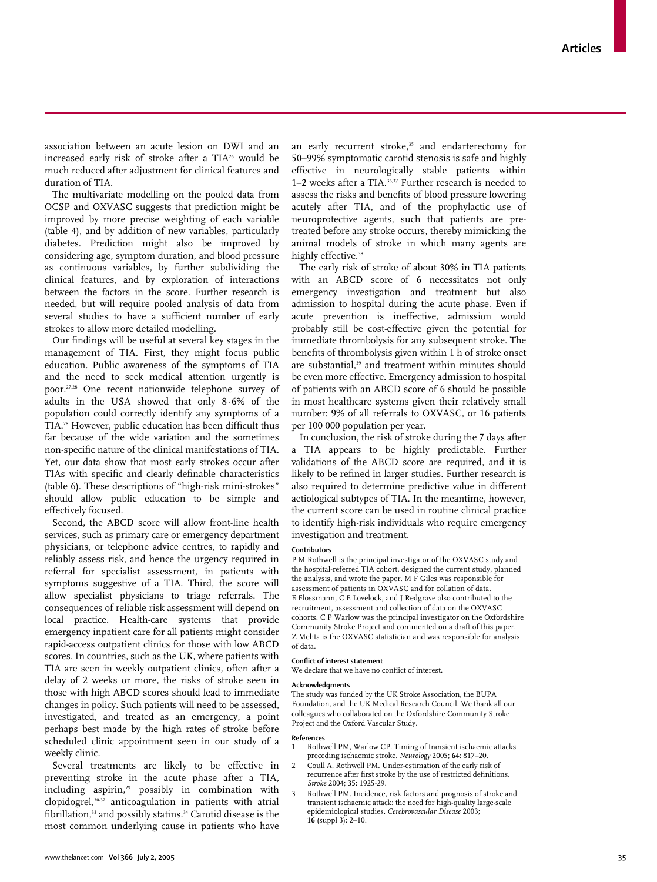association between an acute lesion on DWI and an increased early risk of stroke after a TIA[26] would be much reduced after adjustment for clinical features and duration of TIA.

The multivariate modelling on the pooled data from OCSP and OXVASC suggests that prediction might be improved by more precise weighting of each variable (table 4), and by addition of new variables, particularly diabetes. Prediction might also be improved by considering age, symptom duration, and blood pressure as continuous variables, by further subdividing the clinical features, and by exploration of interactions between the factors in the score. Further research is needed, but will require pooled analysis of data from several studies to have a sufficient number of early strokes to allow more detailed modelling.

Our findings will be useful at several key stages in the management of TIA. First, they might focus public education. Public awareness of the symptoms of TIA and the need to seek medical attention urgently is poor.[27,28] One recent nationwide telephone survey of adults in the USA showed that only 8·6% of the population could correctly identify any symptoms of a TIA.[28] However, public education has been difficult thus far because of the wide variation and the sometimes non-specific nature of the clinical manifestations of TIA. Yet, our data show that most early strokes occur after TIAs with specific and clearly definable characteristics (table 6). These descriptions of "high-risk mini-strokes" should allow public education to be simple and effectively focused.

Second, the ABCD score will allow front-line health services, such as primary care or emergency department physicians, or telephone advice centres, to rapidly and reliably assess risk, and hence the urgency required in referral for specialist assessment, in patients with symptoms suggestive of a TIA. Third, the score will allow specialist physicians to triage referrals. The consequences of reliable risk assessment will depend on local practice. Health-care systems that provide emergency inpatient care for all patients might consider rapid-access outpatient clinics for those with low ABCD scores. In countries, such as the UK, where patients with TIA are seen in weekly outpatient clinics, often after a delay of 2 weeks or more, the risks of stroke seen in those with high ABCD scores should lead to immediate changes in policy. Such patients will need to be assessed, investigated, and treated as an emergency, a point perhaps best made by the high rates of stroke before scheduled clinic appointment seen in our study of a weekly clinic.

Several treatments are likely to be effective in preventing stroke in the acute phase after a TIA, including aspirin,[29] possibly in combination with clopidogrel,[30–32] anticoagulation in patients with atrial fibrillation,[33] and possibly statins.[34] Carotid disease is the most common underlying cause in patients who have an early recurrent stroke,[35] and endarterectomy for 50–99% symptomatic carotid stenosis is safe and highly effective in neurologically stable patients within 1–2 weeks after a TIA.[36,37] Further research is needed to assess the risks and benefits of blood pressure lowering acutely after TIA, and of the prophylactic use of neuroprotective agents, such that patients are pre-treated before any stroke occurs, thereby mimicking the animal models of stroke in which many agents are highly effective.[38]

The early risk of stroke of about 30% in TIA patients with an ABCD score of 6 necessitates not only emergency investigation and treatment but also admission to hospital during the acute phase. Even if acute prevention is ineffective, admission would probably still be cost-effective given the potential for immediate thrombolysis for any subsequent stroke. The benefits of thrombolysis given within 1 h of stroke onset are substantial,[39] and treatment within minutes should be even more effective. Emergency admission to hospital of patients with an ABCD score of 6 should be possible in most healthcare systems given their relatively small number: 9% of all referrals to OXVASC, or 16 patients per 100 000 population per year.

In conclusion, the risk of stroke during the 7 days after a TIA appears to be highly predictable. Further validations of the ABCD score are required, and it is likely to be refined in larger studies. Further research is also required to determine predictive value in different aetiological subtypes of TIA. In the meantime, however, the current score can be used in routine clinical practice to identify high-risk individuals who require emergency investigation and treatment.

#### Contributors

P M Rothwell is the principal investigator of the OXVASC study and the hospital-referred TIA cohort, designed the current study, planned the analysis, and wrote the paper. M F Giles was responsible for assessment of patients in OXVASC and for collation of data. E Flossmann, C E Lovelock, and J Redgrave also contributed to the recruitment, assessment and collection of data on the OXVASC cohorts. C P Warlow was the principal investigator on the Oxfordshire Community Stroke Project and commented on a draft of this paper. Z Mehta is the OXVASC statistician and was responsible for analysis of data.

#### Conflict of interest statement

We declare that we have no conflict of interest.

#### Acknowledgments

The study was funded by the UK Stroke Association, the BUPA Foundation, and the UK Medical Research Council. We thank all our colleagues who collaborated on the Oxfordshire Community Stroke Project and the Oxford Vascular Study.

#### References

1. Rothwell PM, Warlow CP. Timing of transient ischaemic attacks preceding ischaemic stroke. *Neurology* 2005; **64:** 817–20.
2. Coull A, Rothwell PM. Under-estimation of the early risk of recurrence after first stroke by the use of restricted definitions. *Stroke* 2004; **35:** 1925-29.
3. Rothwell PM. Incidence, risk factors and prognosis of stroke and transient ischaemic attack: the need for high-quality large-scale epidemiological studies. *Cerebrovascular Disease* 2003; **16** (suppl 3): 2–10.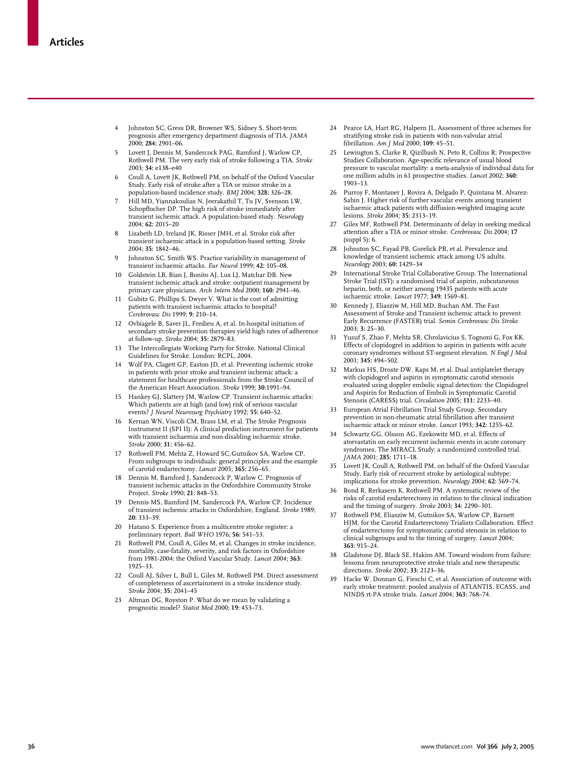4 Johnston SC, Gress DR, Browner WS, Sidney S. Short-term prognosis after emergency department diagnosis of TIA. *JAMA* 2000; **284:** 2901–06.

5 Lovett J, Dennis M, Sandercock PAG, Bamford J, Warlow CP, Rothwell PM. The very early risk of stroke following a TIA. *Stroke* 2003; **34:** e138–e40

6 Coull A, Lovett JK, Rothwell PM, on behalf of the Oxford Vascular Study. Early risk of stroke after a TIA or minor stroke in a population-based incidence study. *BMJ* 2004; **328:** 326–28.

7 Hill MD, Yiannakoulias N, Jeerakathil T, Tu JV, Svenson LW, Schopflocher DP. The high risk of stroke immediately after transient ischemic attack. A population-based study. *Neurology* 2004; **62:** 2015–20

8 Lisabeth LD, Ireland JK, Risser JMH, et al. Stroke risk after transient ischaemic attack in a population-based setting. *Stroke* 2004; **35:** 1842–46.

9 Johnston SC, Smith WS. Practice variability in management of transient ischaemic attacks. *Eur Neurol* 1999; **42:** 105–08.

10 Goldstein LB, Bian J, Bonito AJ, Lux LJ, Matchar DB. New transient ischemic attack and stroke: outpatient management by primary care physicians. *Arch Intern Med* 2000; **160:** 2941–46.

11 Gubitz G, Phillips S, Dwyer V. What is the cost of admitting patients with transient ischaemic attacks to hospital? *Cerebrovasc Dis* 1999; **9:** 210–14.

12 Ovbiagele B, Saver JL, Fredieu A, et al. In-hospital initiation of secondary stroke prevention therapies yield high rates of adherence at follow-up. *Stroke* 2004; **35:** 2879–83.

13 The Intercollegiate Working Party for Stroke. National Clinical Guidelines for Stroke. London: RCPL, 2004.

14 Wolf PA, Clagett GP, Easton JD, et al. Preventing ischemic stroke in patients with prior stroke and transient ischemic attack: a statement for healthcare professionals from the Stroke Council of the American Heart Association. *Stroke* 1999; **30**:1991–94.

15 Hankey GJ, Slattery JM, Warlow CP. Transient ischaemic attacks: Which patients are at high (and low) risk of serious vascular events? *J Neurol Neurosurg Psychiatry* 1992; **55:** 640–52.

16 Kernan WN, Viscoli CM, Brass LM, et al. The Stroke Prognosis Instrument II (SPI II): A clinical prediction instrument for patients with transient ischaemia and non-disabling ischaemic stroke. *Stroke* 2000; **31:** 456–62.

17 Rothwell PM, Mehta Z, Howard SC, Gutnikov SA, Warlow CP. From subgroups to individuals: general principles and the example of carotid endartectomy. *Lancet* 2005; **365:** 256–65.

18 Dennis M, Bamford J, Sandercock P, Warlow C. Prognosis of transient ischaemic attacks in the Oxfordshire Community Stroke Project. *Stroke* 1990; **21:** 848–53.

19 Dennis MS, Bamford JM, Sandercock PA, Warlow CP. Incidence of transient ischaemic attacks in Oxfordshire, England. *Stroke* 1989; **20:** 333–39.

20 Hatano S. Experience from a multicentre stroke register: a preliminary report. *Bull WHO* 1976; **56:** 541–53.

21 Rothwell PM, Coull A, Giles M, et al. Changes in stroke incidence, mortality, case-fatality, severity, and risk factors in Oxfordshire from 1981-2004: the Oxford Vascular Study. *Lancet* 2004; **363:** 1925–33.

22 Coull AJ, Silver L, Bull L, Giles M, Rothwell PM. Direct assessment of completeness of ascertainment in a stroke incidence study. *Stroke* 2004; **35:** 2041–45

23 Altman DG, Royston P. What do we mean by validating a prognostic model? *Statist Med* 2000; **19:** 453–73.

24 Pearce LA, Hart RG, Halpern JL. Assessment of three schemes for stratifying stroke risk in patients with non-valvular atrial fibrillation. *Am J Med* 2000; **109:** 45–51.

25 Lewington S, Clarke R, Qizilbash N, Peto R, Collins R; Prospective Studies Collaboration. Age-specific relevance of usual blood pressure to vascular mortality: a meta-analysis of individual data for one million adults in 61 prospective studies. *Lancet* 2002; **360:** 1903–13.

26 Purroy F, Montaner J, Rovira A, Delgado P, Quintana M, Alvarez-Sabin J. Higher risk of further vascular events among transient ischaemic attack patients with diffusion-weighted imaging acute lesions. *Stroke* 2004; **35:** 2313–19.

27 Giles MF, Rothwell PM. Determinants of delay in seeking medical attention after a TIA or minor stroke. *Cerebrovasc Dis* 2004; **17** (suppl 5): 6.

28 Johnston SC, Fayad PB, Gorelick PB, et al. Prevalence and knowledge of transient ischemic attack among US adults. *Neurology* 2003; **60:** 1429–34

29 International Stroke Trial Collaborative Group. The International Stroke Trial (IST): a randomised trial of aspirin, subcutaneous heparin, both, or neither among 19435 patients with acute ischaemic stroke. *Lancet* 1977; **349:** 1569–81.

30 Kennedy J, Eliasziw M, Hill MD, Buchan AM. The Fast Assessment of Stroke and Transient ischemic attack to prevent Early Recurrence (FASTER) trial. *Semin Cerebrovasc Dis Stroke* 2003; **3:** 25–30.

31 Yusuf S, Zhao F, Mehta SR, Chrolavicius S, Tognoni G, Fox KK. Effects of clopidogrel in addition to aspirin in patients with acute coronary syndromes without ST-segment elevation. *N Engl J Med* 2001; **345:** 494–502.

32 Markus HS, Droste DW, Kaps M, et al. Dual antiplatelet therapy with clopidogrel and aspirin in symptomatic carotid stenosis evaluated using doppler embolic signal detection: the Clopidogrel and Aspirin for Reduction of Emboli in Symptomatic Carotid Stenosis (CARESS) trial. *Circulation* 2005; **111:** 2233–40.

33 European Atrial Fibrillation Trial Study Group. Secondary prevention in non-rheumatic atrial fibrillation after transient ischaemic attack or minor stroke. *Lancet* 1993; **342:** 1255–62.

34 Schwartz GG, Olsson AG, Ezekowitz MD, et al. Effects of atorvastatin on early recurrent ischemic events in acute coronary syndromes. The MIRACL Study: a randomized controlled trial. *JAMA* 2001; **285:** 1711–18.

35 Lovett JK, Coull A, Rothwell PM, on behalf of the Oxford Vascular Study. Early risk of recurrent stroke by aetiological subtype: implications for stroke prevention. *Neurology* 2004; **62:** 569–74.

36 Bond R, Rerkasem K, Rothwell PM. A systematic review of the risks of carotid endarterectomy in relation to the clinical indication and the timing of surgery. *Stroke* 2003; **34:** 2290–301.

37 Rothwell PM, Eliasziw M, Gutnikov SA, Warlow CP, Barnett HJM, for the Carotid Endarterectomy Trialists Collaboration. Effect of endarterectomy for symptomatic carotid stenosis in relation to clinical subgroups and to the timing of surgery. *Lancet* 2004; **363:** 915–24.

38 Gladstone DJ, Black SE, Hakim AM. Toward wisdom from failure: lessons from neuroprotective stroke trials and new therapeutic directions. *Stroke* 2002; **33:** 2123–36.

39 Hacke W, Donnan G, Fieschi C, et al. Association of outcome with early stroke treatment: pooled analysis of ATLANTIS, ECASS, and NINDS rt-PA stroke trials. *Lancet* 2004; **363:** 768–74.